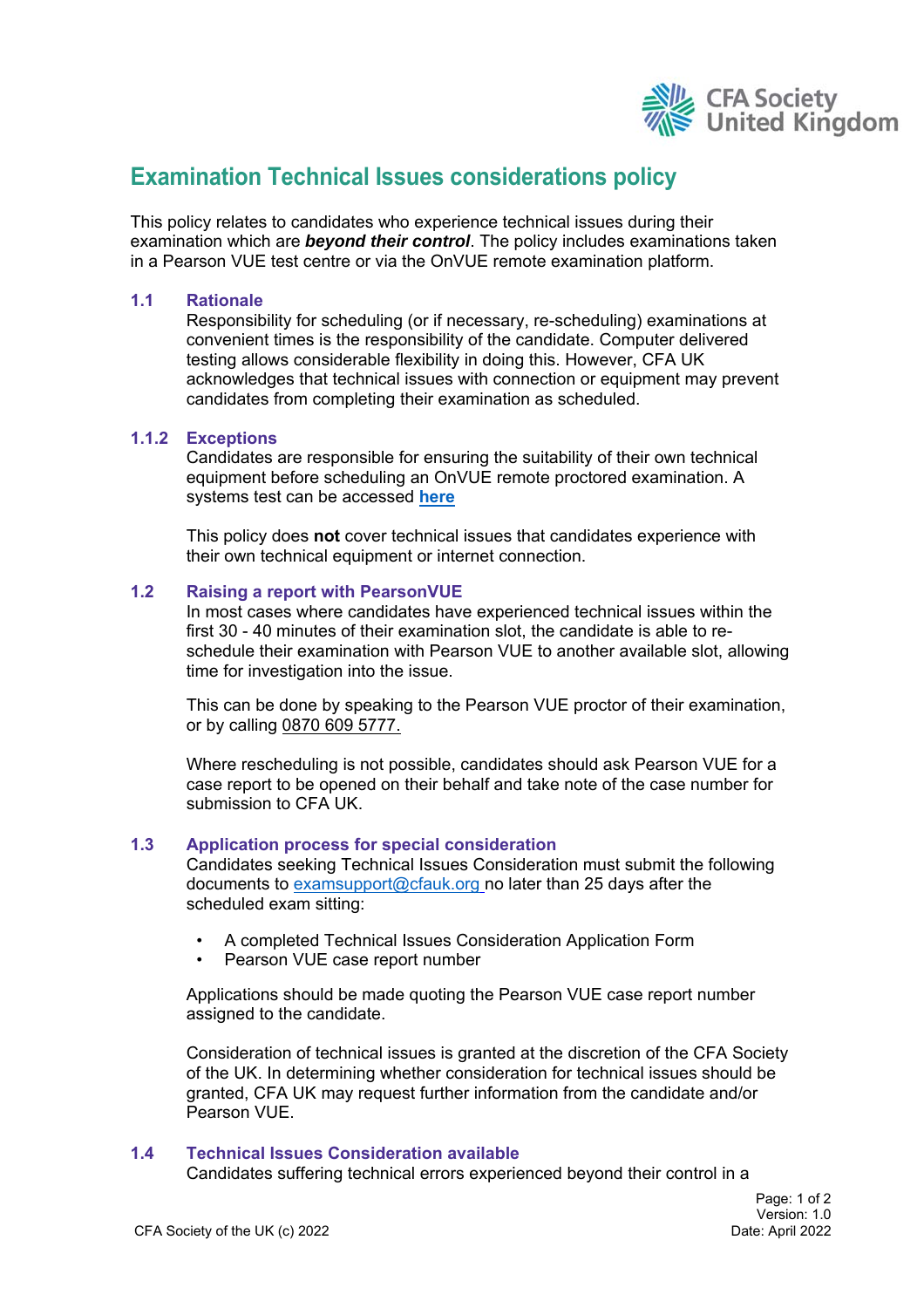# Examination Technical Issues considerations policy

This policy relates to candidates who experience technical issues during their examination which are ***beyond their control***. The policy includes examinations taken in a Pearson VUE test centre or via the OnVUE remote examination platform.

## 1.1 Rationale

Responsibility for scheduling (or if necessary, re-scheduling) examinations at convenient times is the responsibility of the candidate. Computer delivered testing allows considerable flexibility in doing this. However, CFA UK acknowledges that technical issues with connection or equipment may prevent candidates from completing their examination as scheduled.

## 1.1.2 Exceptions

Candidates are responsible for ensuring the suitability of their own technical equipment before scheduling an OnVUE remote proctored examination. A systems test can be accessed **here**

This policy does **not** cover technical issues that candidates experience with their own technical equipment or internet connection.

## 1.2 Raising a report with PearsonVUE

In most cases where candidates have experienced technical issues within the first 30 - 40 minutes of their examination slot, the candidate is able to re-schedule their examination with Pearson VUE to another available slot, allowing time for investigation into the issue.

This can be done by speaking to the Pearson VUE proctor of their examination, or by calling 0870 609 5777.

Where rescheduling is not possible, candidates should ask Pearson VUE for a case report to be opened on their behalf and take note of the case number for submission to CFA UK.

## 1.3 Application process for special consideration

Candidates seeking Technical Issues Consideration must submit the following documents to examsupport@cfauk.org no later than 25 days after the scheduled exam sitting:

- A completed Technical Issues Consideration Application Form
- Pearson VUE case report number

Applications should be made quoting the Pearson VUE case report number assigned to the candidate.

Consideration of technical issues is granted at the discretion of the CFA Society of the UK. In determining whether consideration for technical issues should be granted, CFA UK may request further information from the candidate and/or Pearson VUE.

## 1.4 Technical Issues Consideration available

Candidates suffering technical errors experienced beyond their control in a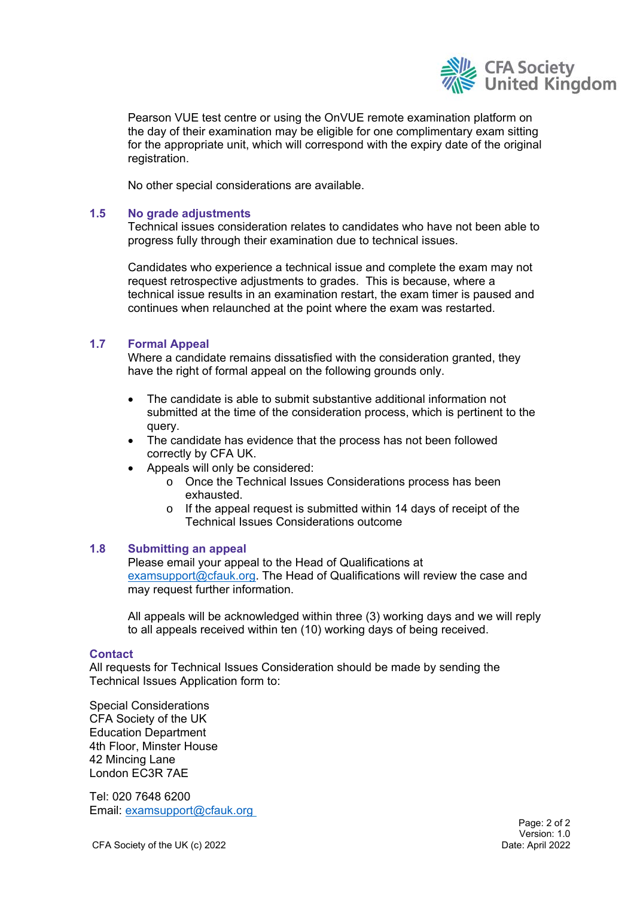Pearson VUE test centre or using the OnVUE remote examination platform on the day of their examination may be eligible for one complimentary exam sitting for the appropriate unit, which will correspond with the expiry date of the original registration.

No other special considerations are available.

### 1.5 No grade adjustments

Technical issues consideration relates to candidates who have not been able to progress fully through their examination due to technical issues.

Candidates who experience a technical issue and complete the exam may not request retrospective adjustments to grades. This is because, where a technical issue results in an examination restart, the exam timer is paused and continues when relaunched at the point where the exam was restarted.

### 1.7 Formal Appeal

Where a candidate remains dissatisfied with the consideration granted, they have the right of formal appeal on the following grounds only.

- The candidate is able to submit substantive additional information not submitted at the time of the consideration process, which is pertinent to the query.
- The candidate has evidence that the process has not been followed correctly by CFA UK.
- Appeals will only be considered:
  - Once the Technical Issues Considerations process has been exhausted.
  - If the appeal request is submitted within 14 days of receipt of the Technical Issues Considerations outcome

### 1.8 Submitting an appeal

Please email your appeal to the Head of Qualifications at examsupport@cfauk.org. The Head of Qualifications will review the case and may request further information.

All appeals will be acknowledged within three (3) working days and we will reply to all appeals received within ten (10) working days of being received.

### Contact

All requests for Technical Issues Consideration should be made by sending the Technical Issues Application form to:

Special Considerations
CFA Society of the UK
Education Department
4th Floor, Minster House
42 Mincing Lane
London EC3R 7AE

Tel: 020 7648 6200
Email: examsupport@cfauk.org

CFA Society of the UK (c) 2022

Version: 1.0
Date: April 2022